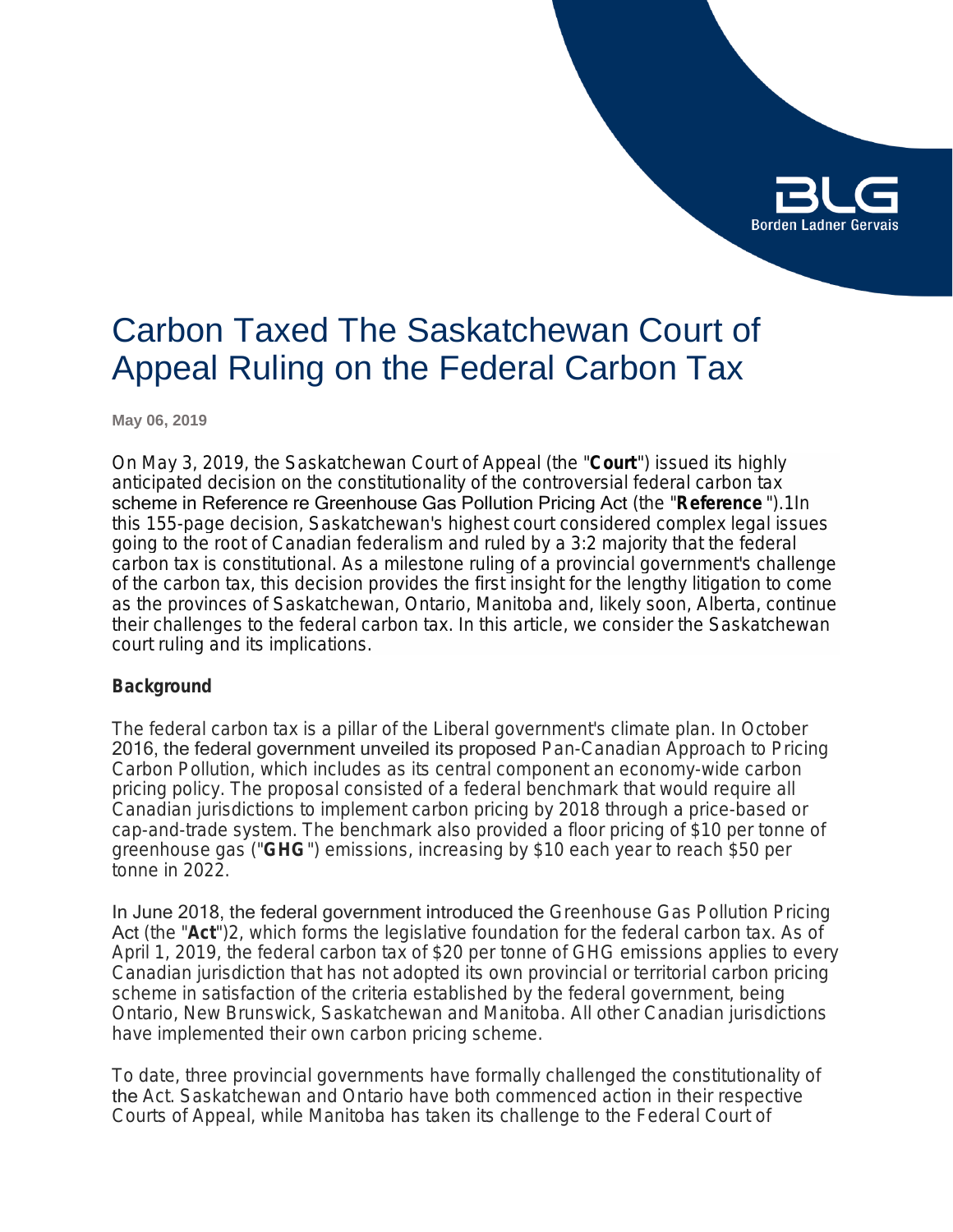# Carbon Taxed The Saskatchewan Court of Appeal Ruling on the Federal Carbon Tax

May 06, 2019

On May 3, 2019, the Saskatchewan Court of Appeal (the "**Court**") issued its highly anticipated decision on the constitutionality of the controversial federal carbon tax scheme in Reference re Greenhouse Gas Pollution Pricing Act (the "**Reference** ").1In this 155-page decision, Saskatchewan's highest court considered complex legal issues going to the root of Canadian federalism and ruled by a 3:2 majority that the federal carbon tax is constitutional. As a milestone ruling of a provincial government's challenge of the carbon tax, this decision provides the first insight for the lengthy litigation to come as the provinces of Saskatchewan, Ontario, Manitoba and, likely soon, Alberta, continue their challenges to the federal carbon tax. In this article, we consider the Saskatchewan court ruling and its implications.

## Background

The federal carbon tax is a pillar of the Liberal government's climate plan. In October 2016, the federal government unveiled its proposed Pan-Canadian Approach to Pricing Carbon Pollution, which includes as its central component an economy-wide carbon pricing policy. The proposal consisted of a federal benchmark that would require all Canadian jurisdictions to implement carbon pricing by 2018 through a price-based or cap-and-trade system. The benchmark also provided a floor pricing of $10 per tonne of greenhouse gas ("**GHG** ") emissions, increasing by $10 each year to reach $50 per tonne in 2022.

In June 2018, the federal government introduced the Greenhouse Gas Pollution Pricing Act (the "**Act**")2, which forms the legislative foundation for the federal carbon tax. As of April 1, 2019, the federal carbon tax of $20 per tonne of GHG emissions applies to every Canadian jurisdiction that has not adopted its own provincial or territorial carbon pricing scheme in satisfaction of the criteria established by the federal government, being Ontario, New Brunswick, Saskatchewan and Manitoba. All other Canadian jurisdictions have implemented their own carbon pricing scheme.

To date, three provincial governments have formally challenged the constitutionality of the Act. Saskatchewan and Ontario have both commenced action in their respective Courts of Appeal, while Manitoba has taken its challenge to the Federal Court of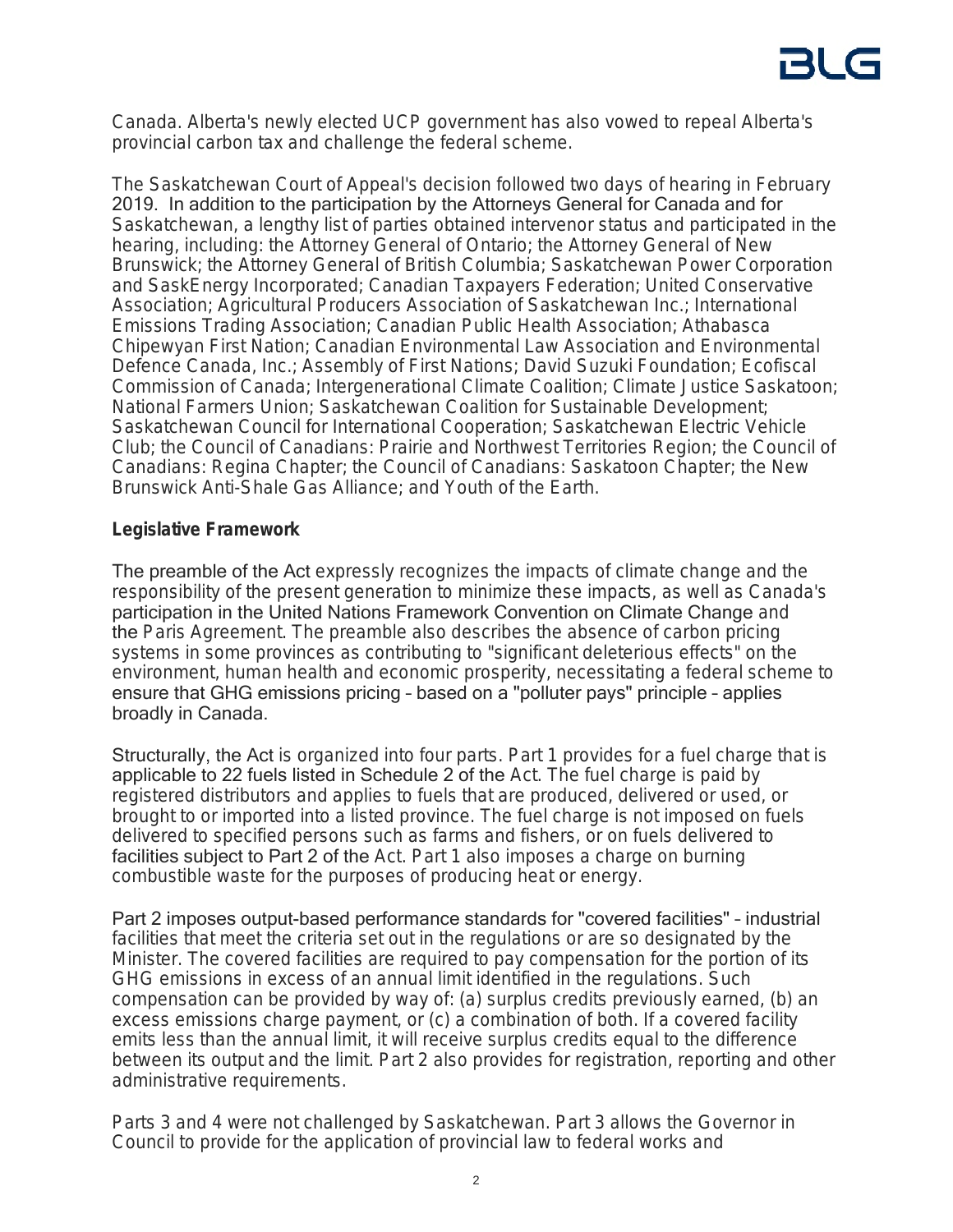Canada. Alberta's newly elected UCP government has also vowed to repeal Alberta's provincial carbon tax and challenge the federal scheme.

The Saskatchewan Court of Appeal's decision followed two days of hearing in February 2019. In addition to the participation by the Attorneys General for Canada and for Saskatchewan, a lengthy list of parties obtained intervenor status and participated in the hearing, including: the Attorney General of Ontario; the Attorney General of New Brunswick; the Attorney General of British Columbia; Saskatchewan Power Corporation and SaskEnergy Incorporated; Canadian Taxpayers Federation; United Conservative Association; Agricultural Producers Association of Saskatchewan Inc.; International Emissions Trading Association; Canadian Public Health Association; Athabasca Chipewyan First Nation; Canadian Environmental Law Association and Environmental Defence Canada, Inc.; Assembly of First Nations; David Suzuki Foundation; Ecofiscal Commission of Canada; Intergenerational Climate Coalition; Climate Justice Saskatoon; National Farmers Union; Saskatchewan Coalition for Sustainable Development; Saskatchewan Council for International Cooperation; Saskatchewan Electric Vehicle Club; the Council of Canadians: Prairie and Northwest Territories Region; the Council of Canadians: Regina Chapter; the Council of Canadians: Saskatoon Chapter; the New Brunswick Anti-Shale Gas Alliance; and Youth of the Earth.

**Legislative Framework**

The preamble of the Act expressly recognizes the impacts of climate change and the responsibility of the present generation to minimize these impacts, as well as Canada's participation in the United Nations Framework Convention on Climate Change and the Paris Agreement. The preamble also describes the absence of carbon pricing systems in some provinces as contributing to "significant deleterious effects" on the environment, human health and economic prosperity, necessitating a federal scheme to ensure that GHG emissions pricing – based on a "polluter pays" principle – applies broadly in Canada.

Structurally, the Act is organized into four parts. Part 1 provides for a fuel charge that is applicable to 22 fuels listed in Schedule 2 of the Act. The fuel charge is paid by registered distributors and applies to fuels that are produced, delivered or used, or brought to or imported into a listed province. The fuel charge is not imposed on fuels delivered to specified persons such as farms and fishers, or on fuels delivered to facilities subject to Part 2 of the Act. Part 1 also imposes a charge on burning combustible waste for the purposes of producing heat or energy.

Part 2 imposes output-based performance standards for "covered facilities" – industrial facilities that meet the criteria set out in the regulations or are so designated by the Minister. The covered facilities are required to pay compensation for the portion of its GHG emissions in excess of an annual limit identified in the regulations. Such compensation can be provided by way of: (a) surplus credits previously earned, (b) an excess emissions charge payment, or (c) a combination of both. If a covered facility emits less than the annual limit, it will receive surplus credits equal to the difference between its output and the limit. Part 2 also provides for registration, reporting and other administrative requirements.

Parts 3 and 4 were not challenged by Saskatchewan. Part 3 allows the Governor in Council to provide for the application of provincial law to federal works and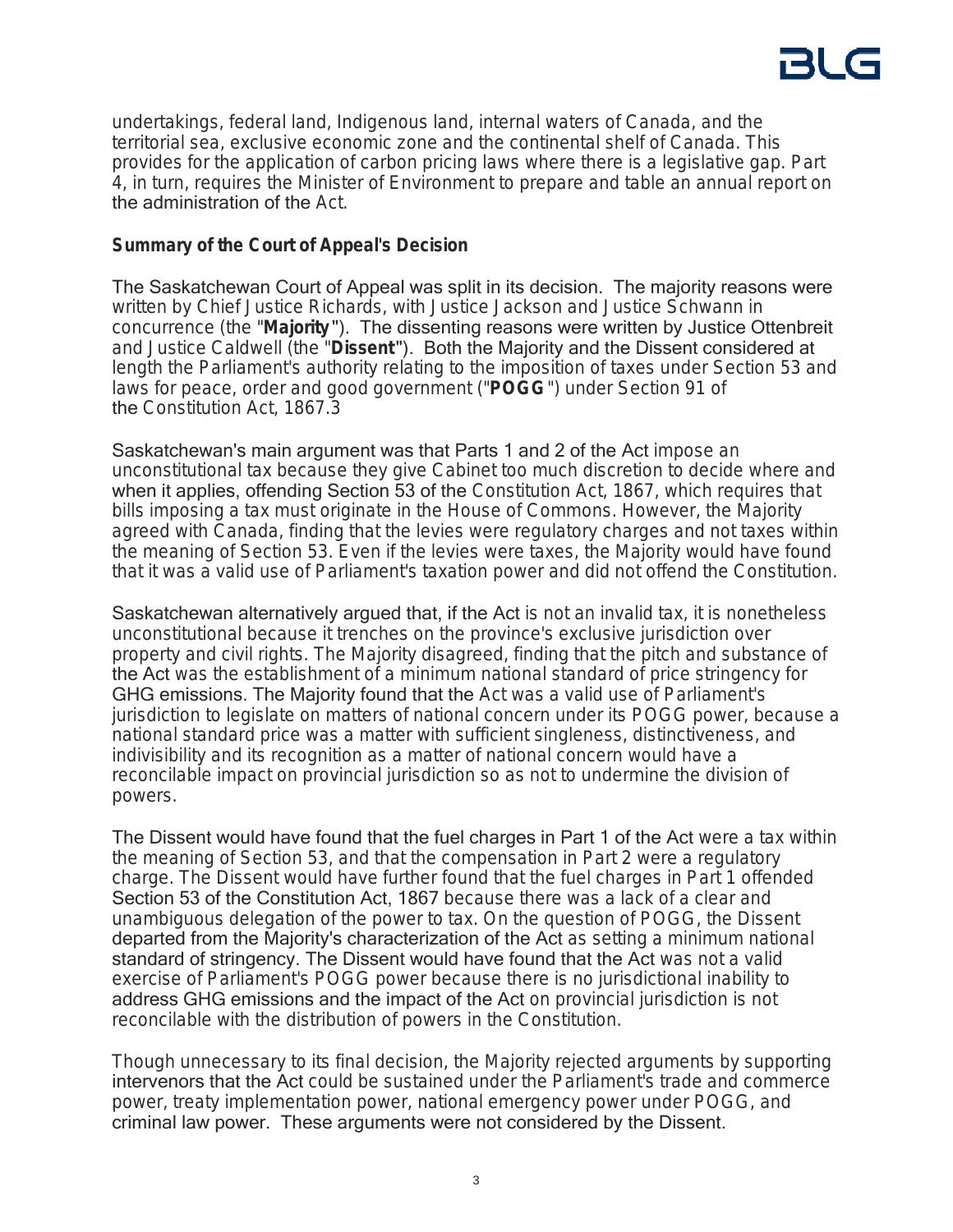undertakings, federal land, Indigenous land, internal waters of Canada, and the territorial sea, exclusive economic zone and the continental shelf of Canada. This provides for the application of carbon pricing laws where there is a legislative gap. Part 4, in turn, requires the Minister of Environment to prepare and table an annual report on the administration of the Act.

**Summary of the Court of Appeal's Decision**

The Saskatchewan Court of Appeal was split in its decision. The majority reasons were written by Chief Justice Richards, with Justice Jackson and Justice Schwann in concurrence (the "**Majority**"). The dissenting reasons were written by Justice Ottenbreit and Justice Caldwell (the "**Dissent**"). Both the Majority and the Dissent considered at length the Parliament's authority relating to the imposition of taxes under Section 53 and laws for peace, order and good government ("**POGG**") under Section 91 of the Constitution Act, 1867.3

Saskatchewan's main argument was that Parts 1 and 2 of the Act impose an unconstitutional tax because they give Cabinet too much discretion to decide where and when it applies, offending Section 53 of the Constitution Act, 1867, which requires that bills imposing a tax must originate in the House of Commons. However, the Majority agreed with Canada, finding that the levies were regulatory charges and not taxes within the meaning of Section 53. Even if the levies were taxes, the Majority would have found that it was a valid use of Parliament's taxation power and did not offend the Constitution.

Saskatchewan alternatively argued that, if the Act is not an invalid tax, it is nonetheless unconstitutional because it trenches on the province's exclusive jurisdiction over property and civil rights. The Majority disagreed, finding that the pitch and substance of the Act was the establishment of a minimum national standard of price stringency for GHG emissions. The Majority found that the Act was a valid use of Parliament's jurisdiction to legislate on matters of national concern under its POGG power, because a national standard price was a matter with sufficient singleness, distinctiveness, and indivisibility and its recognition as a matter of national concern would have a reconcilable impact on provincial jurisdiction so as not to undermine the division of powers.

The Dissent would have found that the fuel charges in Part 1 of the Act were a tax within the meaning of Section 53, and that the compensation in Part 2 were a regulatory charge. The Dissent would have further found that the fuel charges in Part 1 offended Section 53 of the Constitution Act, 1867 because there was a lack of a clear and unambiguous delegation of the power to tax. On the question of POGG, the Dissent departed from the Majority's characterization of the Act as setting a minimum national standard of stringency. The Dissent would have found that the Act was not a valid exercise of Parliament's POGG power because there is no jurisdictional inability to address GHG emissions and the impact of the Act on provincial jurisdiction is not reconcilable with the distribution of powers in the Constitution.

Though unnecessary to its final decision, the Majority rejected arguments by supporting intervenors that the Act could be sustained under the Parliament's trade and commerce power, treaty implementation power, national emergency power under POGG, and criminal law power. These arguments were not considered by the Dissent.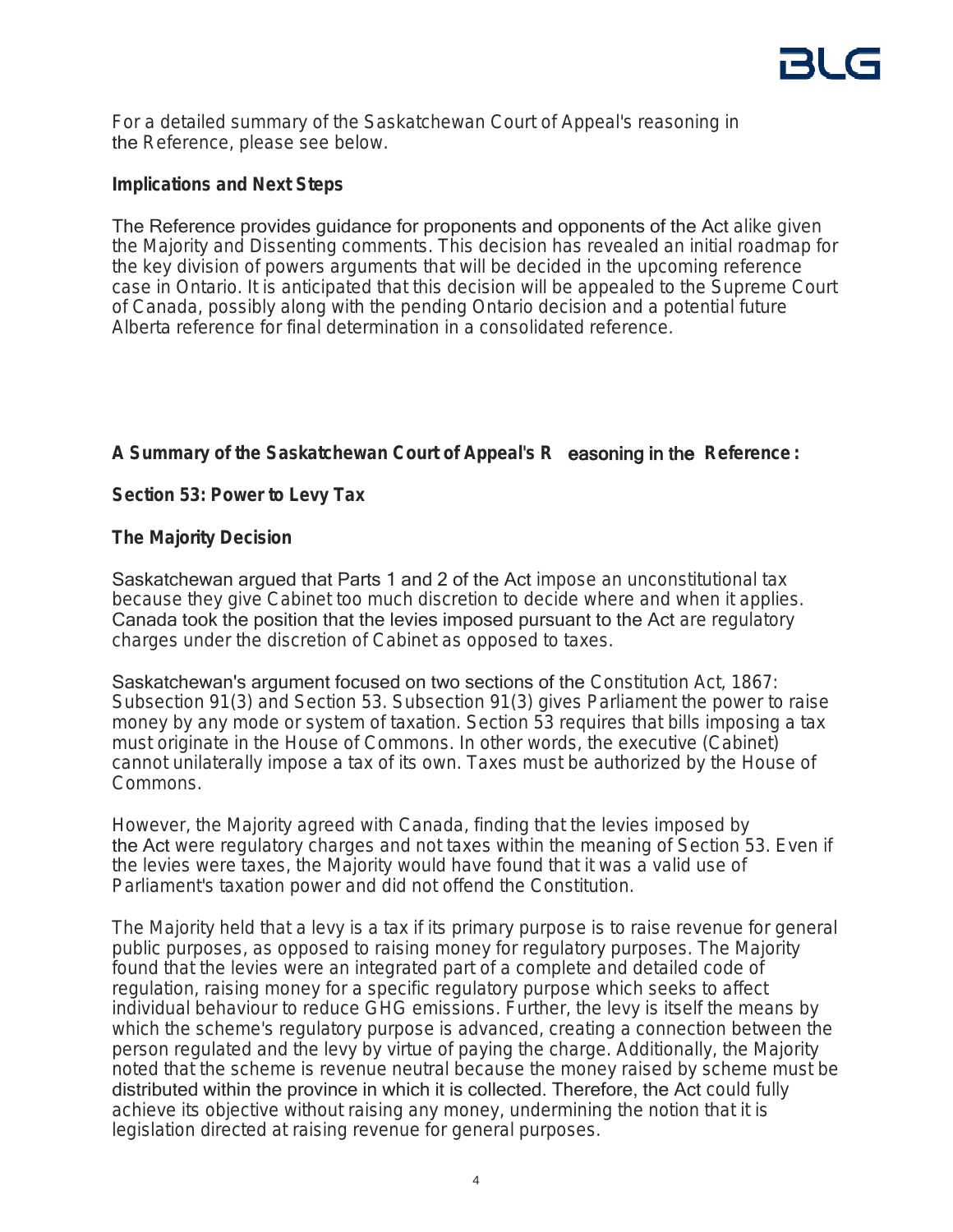For a detailed summary of the Saskatchewan Court of Appeal's reasoning in the Reference, please see below.

**Implications and Next Steps**

The Reference provides guidance for proponents and opponents of the Act alike given the Majority and Dissenting comments. This decision has revealed an initial roadmap for the key division of powers arguments that will be decided in the upcoming reference case in Ontario. It is anticipated that this decision will be appealed to the Supreme Court of Canada, possibly along with the pending Ontario decision and a potential future Alberta reference for final determination in a consolidated reference.

**A Summary of the Saskatchewan Court of Appeal's Reasoning in the Reference:**

**Section 53: Power to Levy Tax**

**The Majority Decision**

Saskatchewan argued that Parts 1 and 2 of the Act impose an unconstitutional tax because they give Cabinet too much discretion to decide where and when it applies. Canada took the position that the levies imposed pursuant to the Act are regulatory charges under the discretion of Cabinet as opposed to taxes.

Saskatchewan's argument focused on two sections of the Constitution Act, 1867: Subsection 91(3) and Section 53. Subsection 91(3) gives Parliament the power to raise money by any mode or system of taxation. Section 53 requires that bills imposing a tax must originate in the House of Commons. In other words, the executive (Cabinet) cannot unilaterally impose a tax of its own. Taxes must be authorized by the House of Commons.

However, the Majority agreed with Canada, finding that the levies imposed by the Act were regulatory charges and not taxes within the meaning of Section 53. Even if the levies were taxes, the Majority would have found that it was a valid use of Parliament's taxation power and did not offend the Constitution.

The Majority held that a levy is a tax if its primary purpose is to raise revenue for general public purposes, as opposed to raising money for regulatory purposes. The Majority found that the levies were an integrated part of a complete and detailed code of regulation, raising money for a specific regulatory purpose which seeks to affect individual behaviour to reduce GHG emissions. Further, the levy is itself the means by which the scheme's regulatory purpose is advanced, creating a connection between the person regulated and the levy by virtue of paying the charge. Additionally, the Majority noted that the scheme is revenue neutral because the money raised by scheme must be distributed within the province in which it is collected. Therefore, the Act could fully achieve its objective without raising any money, undermining the notion that it is legislation directed at raising revenue for general purposes.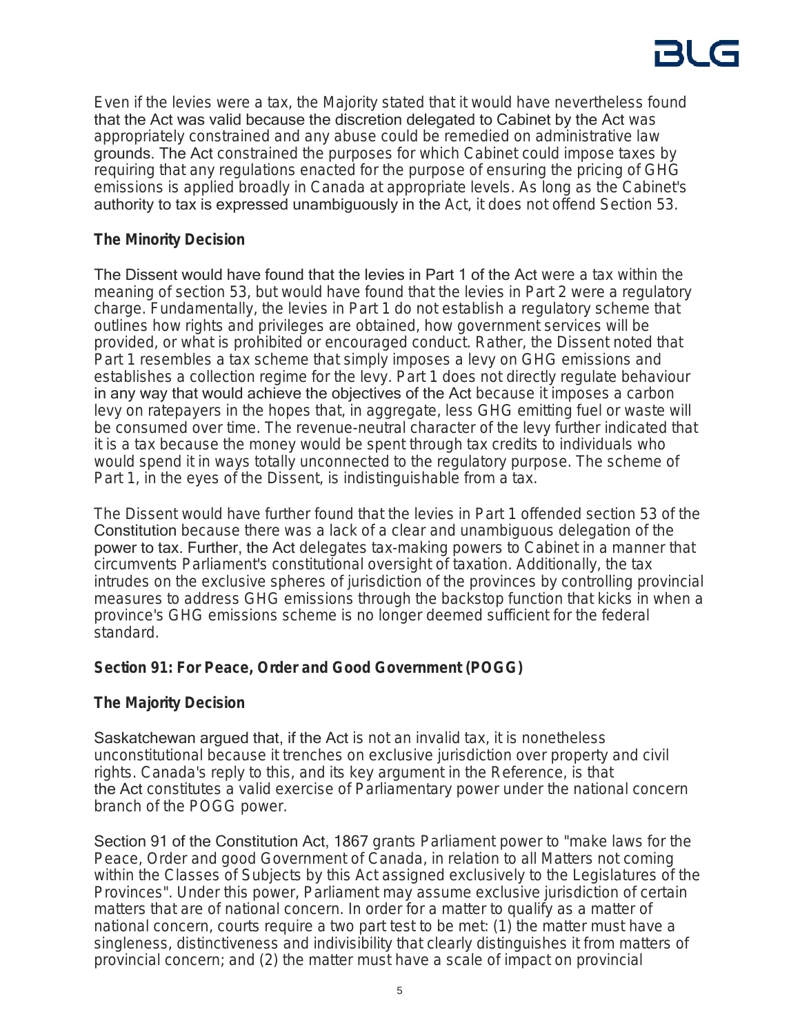Even if the levies were a tax, the Majority stated that it would have nevertheless found that the Act was valid because the discretion delegated to Cabinet by the Act was appropriately constrained and any abuse could be remedied on administrative law grounds. The Act constrained the purposes for which Cabinet could impose taxes by requiring that any regulations enacted for the purpose of ensuring the pricing of GHG emissions is applied broadly in Canada at appropriate levels. As long as the Cabinet's authority to tax is expressed unambiguously in the Act, it does not offend Section 53.

**The Minority Decision**

The Dissent would have found that the levies in Part 1 of the Act were a tax within the meaning of section 53, but would have found that the levies in Part 2 were a regulatory charge. Fundamentally, the levies in Part 1 do not establish a regulatory scheme that outlines how rights and privileges are obtained, how government services will be provided, or what is prohibited or encouraged conduct. Rather, the Dissent noted that Part 1 resembles a tax scheme that simply imposes a levy on GHG emissions and establishes a collection regime for the levy. Part 1 does not directly regulate behaviour in any way that would achieve the objectives of the Act because it imposes a carbon levy on ratepayers in the hopes that, in aggregate, less GHG emitting fuel or waste will be consumed over time. The revenue-neutral character of the levy further indicated that it is a tax because the money would be spent through tax credits to individuals who would spend it in ways totally unconnected to the regulatory purpose. The scheme of Part 1, in the eyes of the Dissent, is indistinguishable from a tax.

The Dissent would have further found that the levies in Part 1 offended section 53 of the Constitution because there was a lack of a clear and unambiguous delegation of the power to tax. Further, the Act delegates tax-making powers to Cabinet in a manner that circumvents Parliament's constitutional oversight of taxation. Additionally, the tax intrudes on the exclusive spheres of jurisdiction of the provinces by controlling provincial measures to address GHG emissions through the backstop function that kicks in when a province's GHG emissions scheme is no longer deemed sufficient for the federal standard.

**Section 91: For Peace, Order and Good Government (POGG)**

**The Majority Decision**

Saskatchewan argued that, if the Act is not an invalid tax, it is nonetheless unconstitutional because it trenches on exclusive jurisdiction over property and civil rights. Canada's reply to this, and its key argument in the Reference, is that the Act constitutes a valid exercise of Parliamentary power under the national concern branch of the POGG power.

Section 91 of the Constitution Act, 1867 grants Parliament power to "make laws for the Peace, Order and good Government of Canada, in relation to all Matters not coming within the Classes of Subjects by this Act assigned exclusively to the Legislatures of the Provinces". Under this power, Parliament may assume exclusive jurisdiction of certain matters that are of national concern. In order for a matter to qualify as a matter of national concern, courts require a two part test to be met: (1) the matter must have a singleness, distinctiveness and indivisibility that clearly distinguishes it from matters of provincial concern; and (2) the matter must have a scale of impact on provincial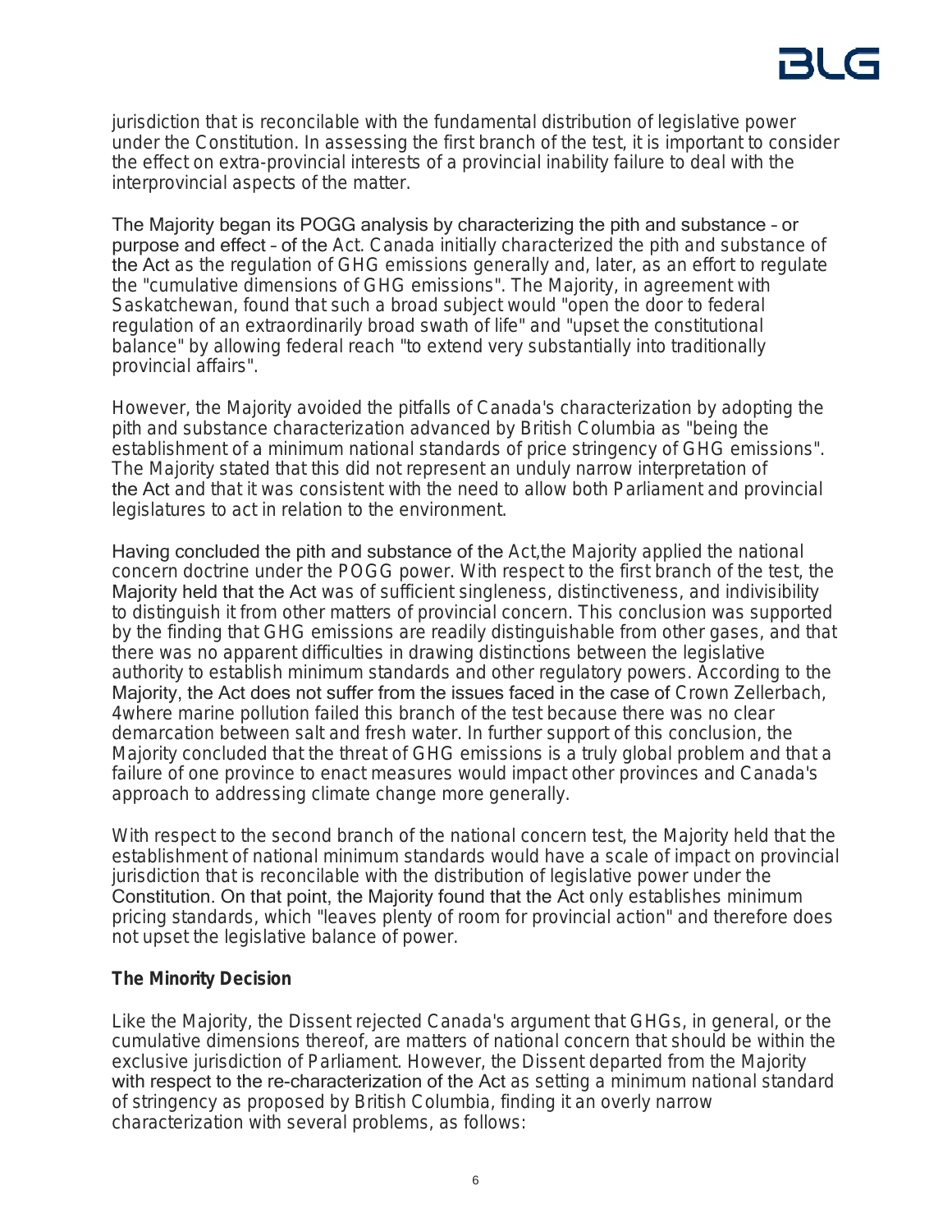jurisdiction that is reconcilable with the fundamental distribution of legislative power under the Constitution. In assessing the first branch of the test, it is important to consider the effect on extra-provincial interests of a provincial inability failure to deal with the interprovincial aspects of the matter.

The Majority began its POGG analysis by characterizing the pith and substance – or purpose and effect – of the Act. Canada initially characterized the pith and substance of the Act as the regulation of GHG emissions generally and, later, as an effort to regulate the "cumulative dimensions of GHG emissions". The Majority, in agreement with Saskatchewan, found that such a broad subject would "open the door to federal regulation of an extraordinarily broad swath of life" and "upset the constitutional balance" by allowing federal reach "to extend very substantially into traditionally provincial affairs".

However, the Majority avoided the pitfalls of Canada's characterization by adopting the pith and substance characterization advanced by British Columbia as "being the establishment of a minimum national standards of price stringency of GHG emissions". The Majority stated that this did not represent an unduly narrow interpretation of the Act and that it was consistent with the need to allow both Parliament and provincial legislatures to act in relation to the environment.

Having concluded the pith and substance of the Act,the Majority applied the national concern doctrine under the POGG power. With respect to the first branch of the test, the Majority held that the Act was of sufficient singleness, distinctiveness, and indivisibility to distinguish it from other matters of provincial concern. This conclusion was supported by the finding that GHG emissions are readily distinguishable from other gases, and that there was no apparent difficulties in drawing distinctions between the legislative authority to establish minimum standards and other regulatory powers. According to the Majority, the Act does not suffer from the issues faced in the case of *Crown Zellerbach*, 4where marine pollution failed this branch of the test because there was no clear demarcation between salt and fresh water. In further support of this conclusion, the Majority concluded that the threat of GHG emissions is a truly global problem and that a failure of one province to enact measures would impact other provinces and Canada's approach to addressing climate change more generally.

With respect to the second branch of the national concern test, the Majority held that the establishment of national minimum standards would have a scale of impact on provincial jurisdiction that is reconcilable with the distribution of legislative power under the Constitution. On that point, the Majority found that the Act only establishes minimum pricing standards, which "leaves plenty of room for provincial action" and therefore does not upset the legislative balance of power.

**The Minority Decision**

Like the Majority, the Dissent rejected Canada's argument that GHGs, in general, or the cumulative dimensions thereof, are matters of national concern that should be within the exclusive jurisdiction of Parliament. However, the Dissent departed from the Majority with respect to the re-characterization of the Act as setting a minimum national standard of stringency as proposed by British Columbia, finding it an overly narrow characterization with several problems, as follows: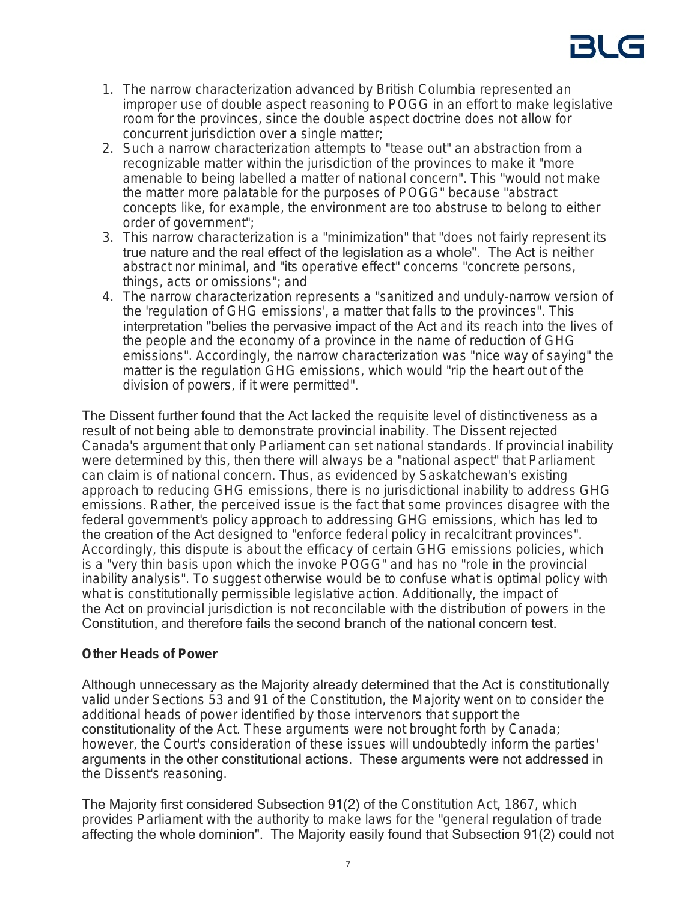1. The narrow characterization advanced by British Columbia represented an improper use of double aspect reasoning to POGG in an effort to make legislative room for the provinces, since the double aspect doctrine does not allow for concurrent jurisdiction over a single matter;
2. Such a narrow characterization attempts to "tease out" an abstraction from a recognizable matter within the jurisdiction of the provinces to make it "more amenable to being labelled a matter of national concern". This "would not make the matter more palatable for the purposes of POGG" because "abstract concepts like, for example, the environment are too abstruse to belong to either order of government";
3. This narrow characterization is a "minimization" that "does not fairly represent its true nature and the real effect of the legislation as a whole". The Act is neither abstract nor minimal, and "its operative effect" concerns "concrete persons, things, acts or omissions"; and
4. The narrow characterization represents a "sanitized and unduly-narrow version of the 'regulation of GHG emissions', a matter that falls to the provinces". This interpretation "belies the pervasive impact of the Act and its reach into the lives of the people and the economy of a province in the name of reduction of GHG emissions". Accordingly, the narrow characterization was "nice way of saying" the matter is the regulation GHG emissions, which would "rip the heart out of the division of powers, if it were permitted".

The Dissent further found that the Act lacked the requisite level of distinctiveness as a result of not being able to demonstrate provincial inability. The Dissent rejected Canada's argument that only Parliament can set national standards. If provincial inability were determined by this, then there will always be a "national aspect" that Parliament can claim is of national concern. Thus, as evidenced by Saskatchewan's existing approach to reducing GHG emissions, there is no jurisdictional inability to address GHG emissions. Rather, the perceived issue is the fact that some provinces disagree with the federal government's policy approach to addressing GHG emissions, which has led to the creation of the Act designed to "enforce federal policy in recalcitrant provinces". Accordingly, this dispute is about the efficacy of certain GHG emissions policies, which is a "very thin basis upon which the invoke POGG" and has no "role in the provincial inability analysis". To suggest otherwise would be to confuse what is optimal policy with what is constitutionally permissible legislative action. Additionally, the impact of the Act on provincial jurisdiction is not reconcilable with the distribution of powers in the Constitution, and therefore fails the second branch of the national concern test.

**Other Heads of Power**

Although unnecessary as the Majority already determined that the Act is constitutionally valid under Sections 53 and 91 of the Constitution, the Majority went on to consider the additional heads of power identified by those intervenors that support the constitutionality of the Act. These arguments were not brought forth by Canada; however, the Court's consideration of these issues will undoubtedly inform the parties' arguments in the other constitutional actions. These arguments were not addressed in the Dissent's reasoning.

The Majority first considered Subsection 91(2) of the *Constitution Act, 1867*, which provides Parliament with the authority to make laws for the "general regulation of trade affecting the whole dominion". The Majority easily found that Subsection 91(2) could not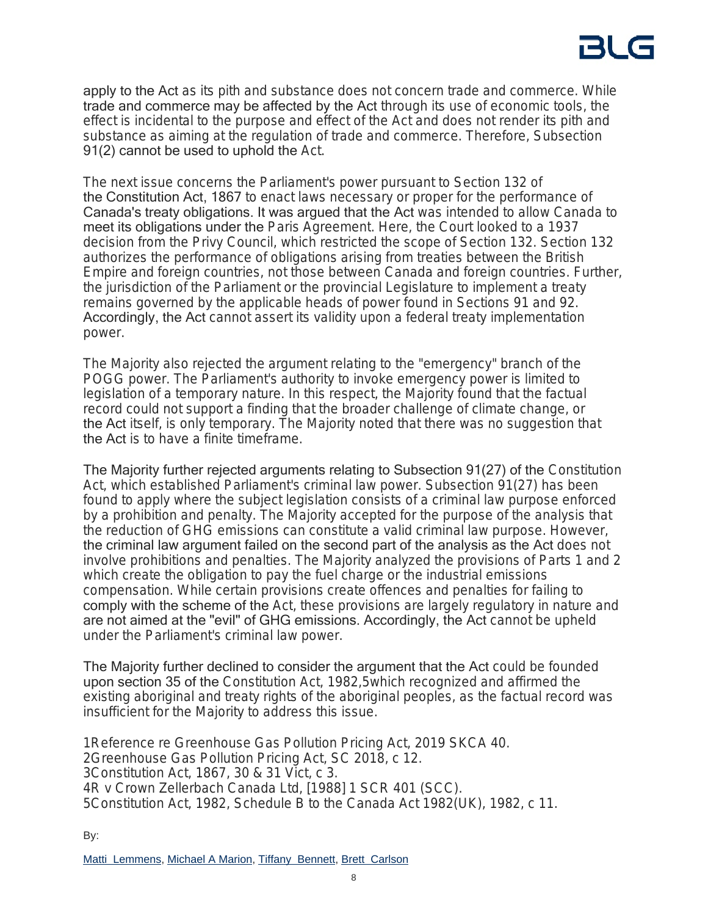apply to the Act as its pith and substance does not concern trade and commerce. While trade and commerce may be affected by the Act through its use of economic tools, the effect is incidental to the purpose and effect of the Act and does not render its pith and substance as aiming at the regulation of trade and commerce. Therefore, Subsection 91(2) cannot be used to uphold the Act.

The next issue concerns the Parliament's power pursuant to Section 132 of the Constitution Act, 1867 to enact laws necessary or proper for the performance of Canada's treaty obligations. It was argued that the Act was intended to allow Canada to meet its obligations under the Paris Agreement. Here, the Court looked to a 1937 decision from the Privy Council, which restricted the scope of Section 132. Section 132 authorizes the performance of obligations arising from treaties between the British Empire and foreign countries, not those between Canada and foreign countries. Further, the jurisdiction of the Parliament or the provincial Legislature to implement a treaty remains governed by the applicable heads of power found in Sections 91 and 92. Accordingly, the Act cannot assert its validity upon a federal treaty implementation power.

The Majority also rejected the argument relating to the "emergency" branch of the POGG power. The Parliament's authority to invoke emergency power is limited to legislation of a temporary nature. In this respect, the Majority found that the factual record could not support a finding that the broader challenge of climate change, or the Act itself, is only temporary. The Majority noted that there was no suggestion that the Act is to have a finite timeframe.

The Majority further rejected arguments relating to Subsection 91(27) of the Constitution Act, which established Parliament's criminal law power. Subsection 91(27) has been found to apply where the subject legislation consists of a criminal law purpose enforced by a prohibition and penalty. The Majority accepted for the purpose of the analysis that the reduction of GHG emissions can constitute a valid criminal law purpose. However, the criminal law argument failed on the second part of the analysis as the Act does not involve prohibitions and penalties. The Majority analyzed the provisions of Parts 1 and 2 which create the obligation to pay the fuel charge or the industrial emissions compensation. While certain provisions create offences and penalties for failing to comply with the scheme of the Act, these provisions are largely regulatory in nature and are not aimed at the "evil" of GHG emissions. Accordingly, the Act cannot be upheld under the Parliament's criminal law power.

The Majority further declined to consider the argument that the Act could be founded upon section 35 of the Constitution Act, 1982,[5] which recognized and affirmed the existing aboriginal and treaty rights of the aboriginal peoples, as the factual record was insufficient for the Majority to address this issue.

1 Reference re Greenhouse Gas Pollution Pricing Act, 2019 SKCA 40.
2 Greenhouse Gas Pollution Pricing Act, SC 2018, c 12.
3 Constitution Act, 1867, 30 & 31 Vict, c 3.
4 R v Crown Zellerbach Canada Ltd, [1988] 1 SCR 401 (SCC).
5 Constitution Act, 1982, Schedule B to the Canada Act 1982(UK), 1982, c 11.

By:

Matti Lemmens, Michael A Marion, Tiffany Bennett, Brett Carlson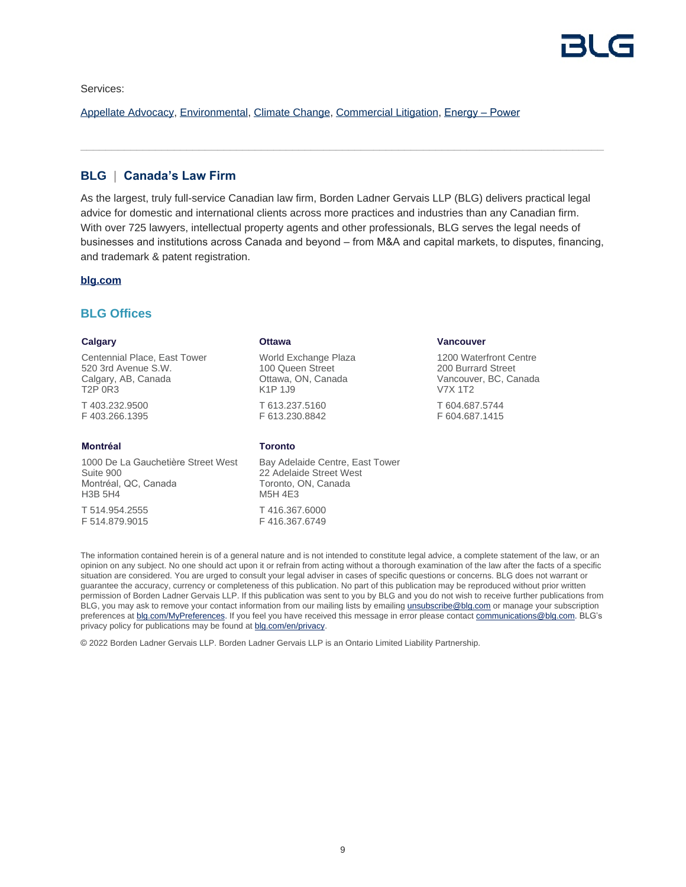Services:

Appellate Advocacy, Environmental, Climate Change, Commercial Litigation, Energy – Power

---

## BLG | Canada's Law Firm

As the largest, truly full-service Canadian law firm, Borden Ladner Gervais LLP (BLG) delivers practical legal advice for domestic and international clients across more practices and industries than any Canadian firm. With over 725 lawyers, intellectual property agents and other professionals, BLG serves the legal needs of businesses and institutions across Canada and beyond – from M&A and capital markets, to disputes, financing, and trademark & patent registration.

**blg.com**

## BLG Offices

**Calgary**

Centennial Place, East Tower
520 3rd Avenue S.W.
Calgary, AB, Canada
T2P 0R3

T 403.232.9500
F 403.266.1395

**Ottawa**

World Exchange Plaza
100 Queen Street
Ottawa, ON, Canada
K1P 1J9

T 613.237.5160
F 613.230.8842

**Vancouver**

1200 Waterfront Centre
200 Burrard Street
Vancouver, BC, Canada
V7X 1T2

T 604.687.5744
F 604.687.1415

**Montréal**

1000 De La Gauchetière Street West
Suite 900
Montréal, QC, Canada
H3B 5H4

T 514.954.2555
F 514.879.9015

**Toronto**

Bay Adelaide Centre, East Tower
22 Adelaide Street West
Toronto, ON, Canada
M5H 4E3

T 416.367.6000
F 416.367.6749

The information contained herein is of a general nature and is not intended to constitute legal advice, a complete statement of the law, or an opinion on any subject. No one should act upon it or refrain from acting without a thorough examination of the law after the facts of a specific situation are considered. You are urged to consult your legal adviser in cases of specific questions or concerns. BLG does not warrant or guarantee the accuracy, currency or completeness of this publication. No part of this publication may be reproduced without prior written permission of Borden Ladner Gervais LLP. If this publication was sent to you by BLG and you do not wish to receive further publications from BLG, you may ask to remove your contact information from our mailing lists by emailing unsubscribe@blg.com or manage your subscription preferences at blg.com/MyPreferences. If you feel you have received this message in error please contact communications@blg.com. BLG's privacy policy for publications may be found at blg.com/en/privacy.

© 2022 Borden Ladner Gervais LLP. Borden Ladner Gervais LLP is an Ontario Limited Liability Partnership.